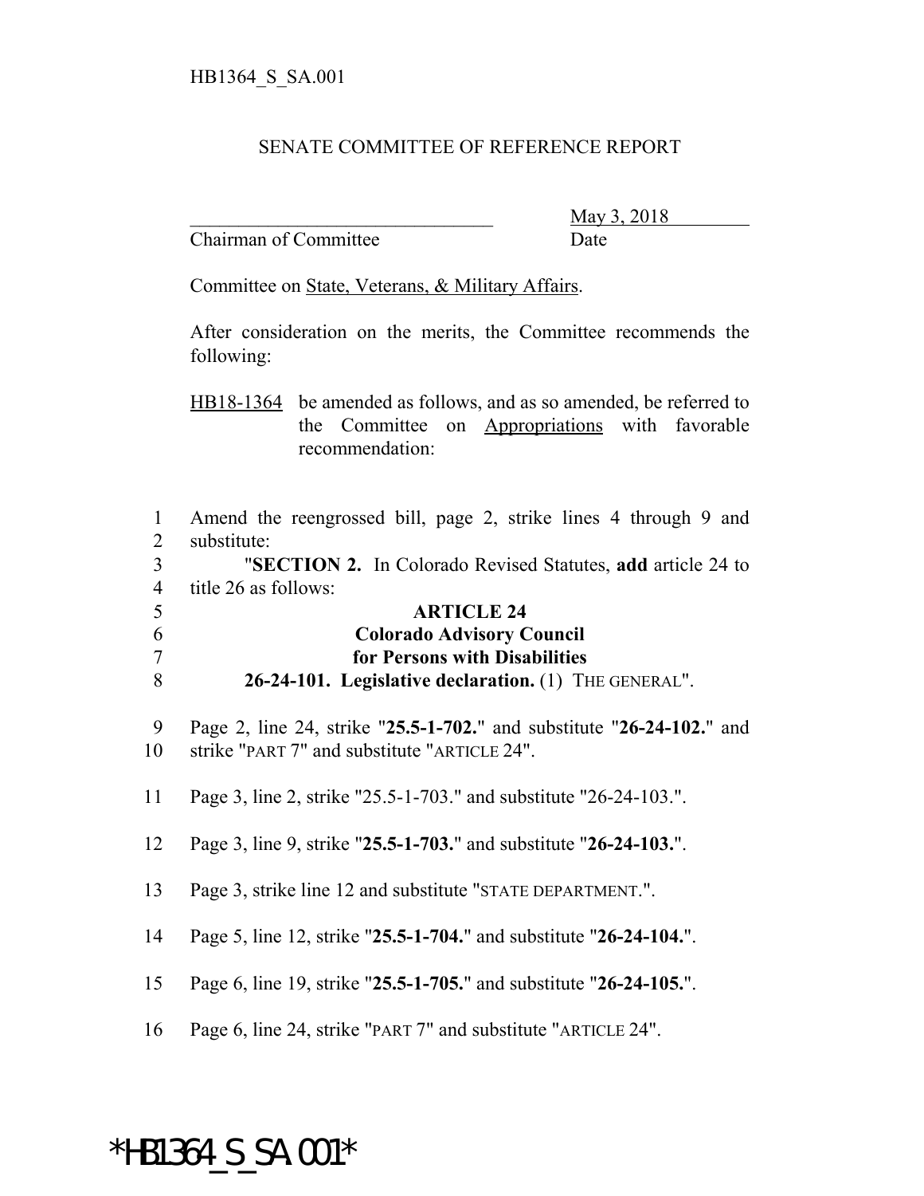HB1364_S_SA.001

SENATE COMMITTEE OF REFERENCE REPORT

________________________________ May 3, 2018
Chairman of Committee Date

Committee on State, Veterans, & Military Affairs.

After consideration on the merits, the Committee recommends the following:

HB18-1364 be amended as follows, and as so amended, be referred to the Committee on Appropriations with favorable recommendation:

1 Amend the reengrossed bill, page 2, strike lines 4 through 9 and
2 substitute:
3 "**SECTION 2.** In Colorado Revised Statutes, **add** article 24 to
4 title 26 as follows:
5 **ARTICLE 24**
6 **Colorado Advisory Council**
7 **for Persons with Disabilities**
8 **26-24-101. Legislative declaration.** (1) THE GENERAL".

9 Page 2, line 24, strike "**25.5-1-702.**" and substitute "**26-24-102.**" and
10 strike "PART 7" and substitute "ARTICLE 24".

11 Page 3, line 2, strike "25.5-1-703." and substitute "26-24-103.".

12 Page 3, line 9, strike "**25.5-1-703.**" and substitute "**26-24-103.**".

13 Page 3, strike line 12 and substitute "STATE DEPARTMENT.".

14 Page 5, line 12, strike "**25.5-1-704.**" and substitute "**26-24-104.**".

15 Page 6, line 19, strike "**25.5-1-705.**" and substitute "**26-24-105.**".

16 Page 6, line 24, strike "PART 7" and substitute "ARTICLE 24".

*HB1364_S_SA.001*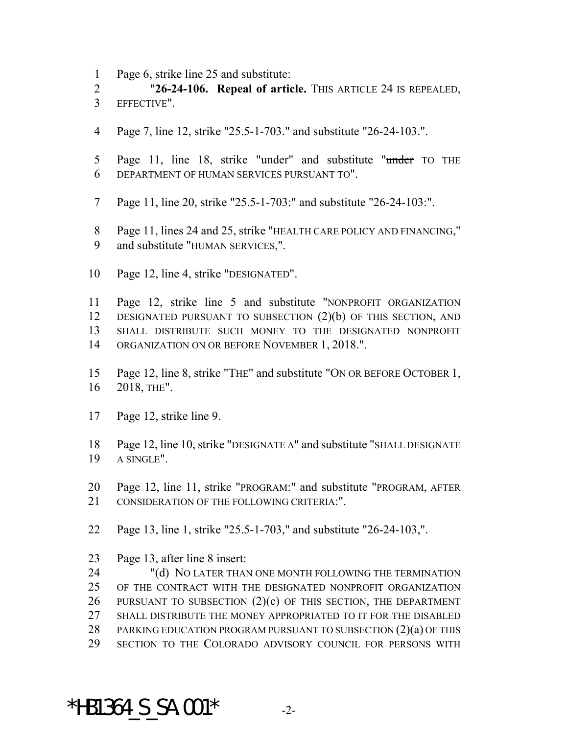Page 6, strike line 25 and substitute:

"**26-24-106. Repeal of article.** THIS ARTICLE 24 IS REPEALED, EFFECTIVE".

Page 7, line 12, strike "25.5-1-703." and substitute "26-24-103.".

Page 11, line 18, strike "under" and substitute "~~under~~ TO THE DEPARTMENT OF HUMAN SERVICES PURSUANT TO".

Page 11, line 20, strike "25.5-1-703:" and substitute "26-24-103:".

Page 11, lines 24 and 25, strike "HEALTH CARE POLICY AND FINANCING," and substitute "HUMAN SERVICES,".

Page 12, line 4, strike "DESIGNATED".

Page 12, strike line 5 and substitute "NONPROFIT ORGANIZATION DESIGNATED PURSUANT TO SUBSECTION (2)(b) OF THIS SECTION, AND SHALL DISTRIBUTE SUCH MONEY TO THE DESIGNATED NONPROFIT ORGANIZATION ON OR BEFORE NOVEMBER 1, 2018.".

Page 12, line 8, strike "THE" and substitute "ON OR BEFORE OCTOBER 1, 2018, THE".

Page 12, strike line 9.

Page 12, line 10, strike "DESIGNATE A" and substitute "SHALL DESIGNATE A SINGLE".

Page 12, line 11, strike "PROGRAM:" and substitute "PROGRAM, AFTER CONSIDERATION OF THE FOLLOWING CRITERIA:".

Page 13, line 1, strike "25.5-1-703," and substitute "26-24-103,".

Page 13, after line 8 insert:

"(d) NO LATER THAN ONE MONTH FOLLOWING THE TERMINATION OF THE CONTRACT WITH THE DESIGNATED NONPROFIT ORGANIZATION PURSUANT TO SUBSECTION (2)(c) OF THIS SECTION, THE DEPARTMENT SHALL DISTRIBUTE THE MONEY APPROPRIATED TO IT FOR THE DISABLED PARKING EDUCATION PROGRAM PURSUANT TO SUBSECTION (2)(a) OF THIS SECTION TO THE COLORADO ADVISORY COUNCIL FOR PERSONS WITH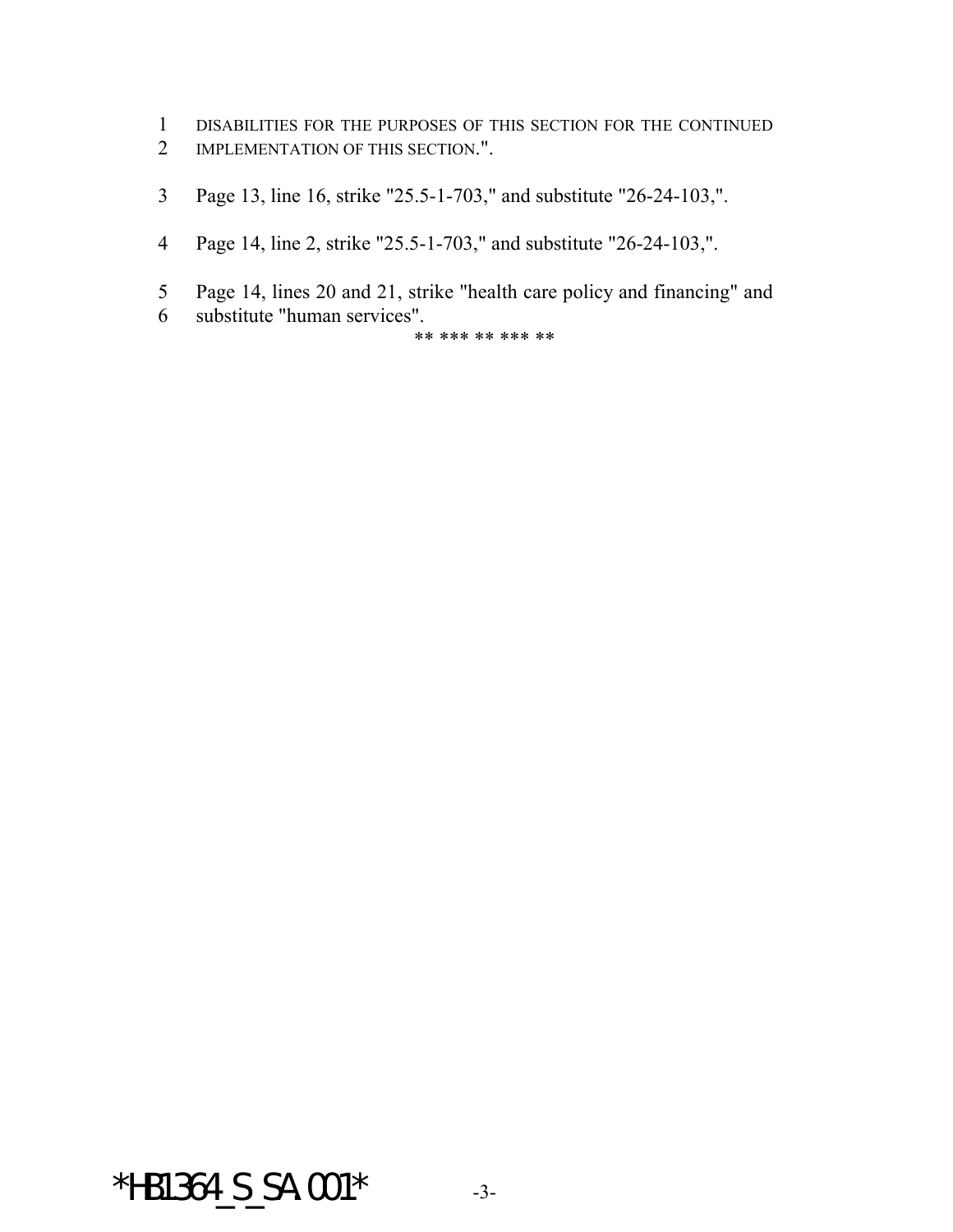1 DISABILITIES FOR THE PURPOSES OF THIS SECTION FOR THE CONTINUED
2 IMPLEMENTATION OF THIS SECTION.".

3 Page 13, line 16, strike "25.5-1-703," and substitute "26-24-103,".

4 Page 14, line 2, strike "25.5-1-703," and substitute "26-24-103,".

5 Page 14, lines 20 and 21, strike "health care policy and financing" and
6 substitute "human services".

** *** ** *** **

*HB1364_S_SA.001*